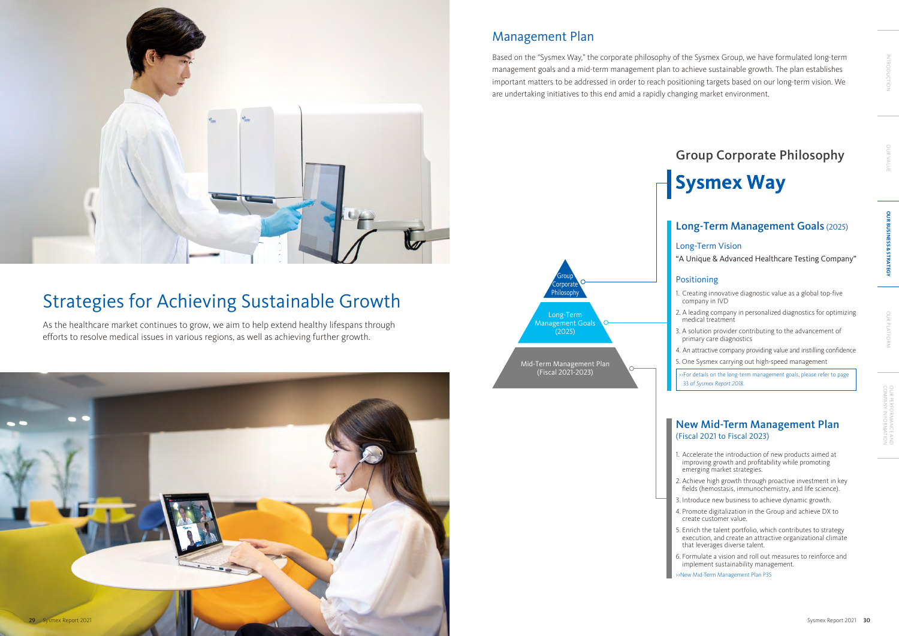# Strategies for Achieving Sustainable Growth

As the healthcare market continues to grow, we aim to help extend healthy lifespans through efforts to resolve medical issues in various regions, as well as achieving further growth.

## Management Plan

Based on the "Sysmex Way," the corporate philosophy of the Sysmex Group, we have formulated long-term management goals and a mid-term management plan to achieve sustainable growth. The plan establishes important matters to be addressed in order to reach positioning targets based on our long-term vision. We are undertaking initiatives to this end amid a rapidly changing market environment.

- Group Corporate Philosophy
- Long-Term Management Goals (2025)
- Mid-Term Management Plan (Fiscal 2021-2023)

### Group Corporate Philosophy

## Sysmex Way

### Long-Term Management Goals (2025)

**Long-Term Vision**

"A Unique & Advanced Healthcare Testing Company"

**Positioning**

1. Creating innovative diagnostic value as a global top-five company in IVD
2. A leading company in personalized diagnostics for optimizing medical treatment
3. A solution provider contributing to the advancement of primary care diagnostics
4. An attractive company providing value and instilling confidence
5. One Sysmex carrying out high-speed management

>>For details on the long-term management goals, please refer to page 33 of *Sysmex Report 2018*.

### New Mid-Term Management Plan (Fiscal 2021 to Fiscal 2023)

1. Accelerate the introduction of new products aimed at improving growth and profitability while promoting emerging market strategies.
2. Achieve high growth through proactive investment in key fields (hemostasis, immunochemistry, and life science).
3. Introduce new business to achieve dynamic growth.
4. Promote digitalization in the Group and achieve DX to create customer value.
5. Enrich the talent portfolio, which contributes to strategy execution, and create an attractive organizational climate that leverages diverse talent.
6. Formulate a vision and roll out measures to reinforce and implement sustainability management.

>>New Mid-Term Management Plan P35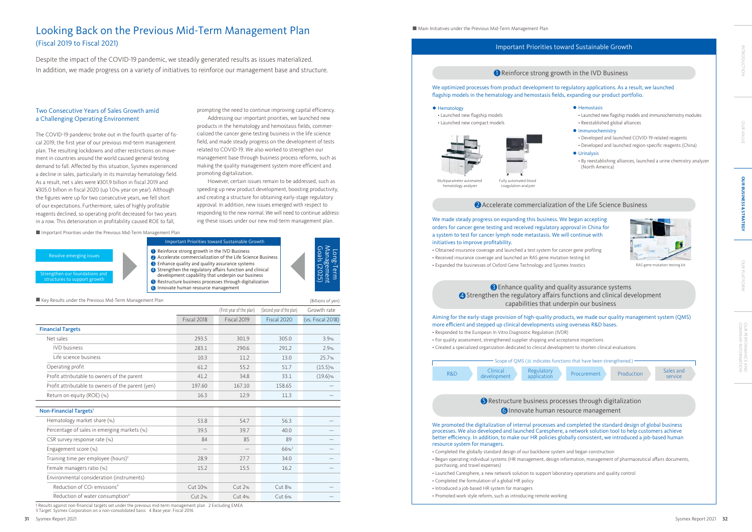# Looking Back on the Previous Mid-Term Management Plan

(Fiscal 2019 to Fiscal 2021)

Despite the impact of the COVID-19 pandemic, we steadily generated results as issues materialized. In addition, we made progress on a variety of initiatives to reinforce our management base and structure.

### Two Consecutive Years of Sales Growth amid a Challenging Operating Environment

The COVID-19 pandemic broke out in the fourth quarter of fiscal 2019, the first year of our previous mid-term management plan. The resulting lockdowns and other restrictions on movement in countries around the world caused general testing demand to fall. Affected by this situation, Sysmex experienced a decline in sales, particularly in its mainstay hematology field. As a result, net s ales were ¥301.9 billion in fiscal 2019 and ¥305.0 billion in fiscal 2020 (up 1.0% year on year). Although the figures were up for two consecutive years, we fell short of our expectations. Furthermore, sales of highly profitable reagents declined, so operating profit decreased for two years in a row. This deterioration in profitability caused ROE to fall, prompting the need to continue improving capital efficiency.

Addressing our important priorities, we launched new products in the hematology and hemostasis fields, commercialized the cancer gene testing business in the life science field, and made steady progress on the development of tests related to COVID-19. We also worked to strengthen our management base through business process reforms, such as making the quality management system more efficient and promoting digitalization.

However, certain issues remain to be addressed, such as speeding up new product development, boosting productivity, and creating a structure for obtaining early-stage regulatory approval. In addition, new issues emerged with respect to responding to the new normal. We will need to continue addressing these issues under our new mid-term management plan.

■ Important Priorities under the Previous Mid-Term Management Plan

- Resolve emerging issues
- Strengthen our foundations and structures to support growth

**Important Priorities toward Sustainable Growth**

1. Reinforce strong growth in the IVD Business
2. Accelerate commercialization of the Life Science Business
3. Enhance quality and quality assurance systems
4. Strengthen the regulatory affairs function and clinical development capability that underpin our business
5. Restructure business processes through digitalization
6. Innovate human resource management

Long-Term Management Goals (2025)

■ Key Results under the Previous Mid-Term Management Plan

(Billions of yen)

| | Fiscal 2018 | Fiscal 2019 (First year of the plan) | Fiscal 2020 (Second year of the plan) | Growth rate (vs. Fiscal 2018) |
|---|---|---|---|---|
| **Financial Targets** | | | | |
| Net sales | 293.5 | 301.9 | 305.0 | 3.9% |
| IVD business | 283.1 | 290.6 | 291.2 | 2.9% |
| Life science business | 10.3 | 11.2 | 13.0 | 25.7% |
| Operating profit | 61.2 | 55.2 | 51.7 | (15.5)% |
| Profit attributable to owners of the parent | 41.2 | 34.8 | 33.1 | (19.6)% |
| Profit attributable to owners of the parent (yen) | 197.60 | 167.10 | 158.65 | — |
| Return on equity (ROE) (%) | 16.3 | 12.9 | 11.3 | — |
| **Non-Financial Targets**[1] | | | | |
| Hematology market share (%) | 53.8 | 54.7 | 56.3 | — |
| Percentage of sales in emerging markets (%) | 39.5 | 39.7 | 40.0 | — |
| CSR survey response rate (%) | 84 | 85 | 89 | — |
| Engagement score (%) | — | — | 66%[2] | — |
| Training time per employee (hours)[3] | 28.9 | 27.7 | 34.0 | — |
| Female managers ratio (%) | 15.2 | 15.5 | 16.2 | — |
| Environmental consideration (instruments) | | | | |
| Reduction of $CO_2$ emissions[4] | Cut 10% | Cut 2% | Cut 8% | — |
| Reduction of water consumption[4] | Cut 2% | Cut 4% | Cut 6% | — |

1 Results against non-financial targets set under the previous mid-term management plan 2 Excluding EMEA
3 Target: Sysmex Corporation on a non-consolidated basis 4 Base year: Fiscal 2016

■ Main Initiatives under the Previous Mid-Term Management Plan

## Important Priorities toward Sustainable Growth

### 1 Reinforce strong growth in the IVD Business

We optimized processes from product development to regulatory applications. As a result, we launched flagship models in the hematology and hemostasis fields, expanding our product portfolio.

- Hematology
  - Launched new flagship models
  - Launched new compact models

Multiparameter automated hematology analyzer

Fully automated blood coagulation analyzer

- Hemostasis
  - Launched new flagship models and immunochemistry modules
  - Reestablished global alliances
- Immunochemistry
  - Developed and launched COVID-19-related reagents
  - Developed and launched region-specific reagents (China)
- Urinalysis
  - By reestablishing alliances, launched a urine chemistry analyzer (North America)

### 2 Accelerate commercialization of the Life Science Business

We made steady progress on expanding this business. We began accepting orders for cancer gene testing and received regulatory approval in China for a system to test for cancer lymph node metastasis. We will continue with initiatives to improve profitability.

- Obtained insurance coverage and launched a test system for cancer gene profiling
- Received insurance coverage and launched an RAS gene mutation testing kit
- Expanded the businesses of Oxford Gene Technology and Sysmex Inostics

RAS gene mutation testing kit

### 3 Enhance quality and quality assurance systems
### 4 Strengthen the regulatory affairs functions and clinical development capabilities that underpin our business

Aiming for the early-stage provision of high-quality products, we made our quality management system (QMS) more efficient and stepped up clinical developments using overseas R&D bases.

- Responded to the European In Vitro Diagnostic Regulation (IVDR)
- For quality assessment, strengthened supplier shipping and acceptance inspections
- Created a specialized organization dedicated to clinical development to shorten clinical evaluations

Scope of QMS (■ indicates functions that have been strengthened.)

R&D → Clinical development → Regulatory application → Procurement → Production → Sales and service

### 5 Restructure business processes through digitalization
### 6 Innovate human resource management

We promoted the digitalization of internal processes and completed the standard design of global business processes. We also developed and launched Caresphere, a network solution tool to help customers achieve better efficiency. In addition, to make our HR policies globally consistent, we introduced a job-based human resource system for managers.

- Completed the globally standard design of our backbone system and began construction
- Began operating individual systems (HR management, design information, management of pharmaceutical affairs documents, purchasing, and travel expenses)
- Launched Caresphere, a new network solution to support laboratory operations and quality control
- Completed the formulation of a global HR policy
- Introduced a job-based HR system for managers
- Promoted work style reform, such as introducing remote working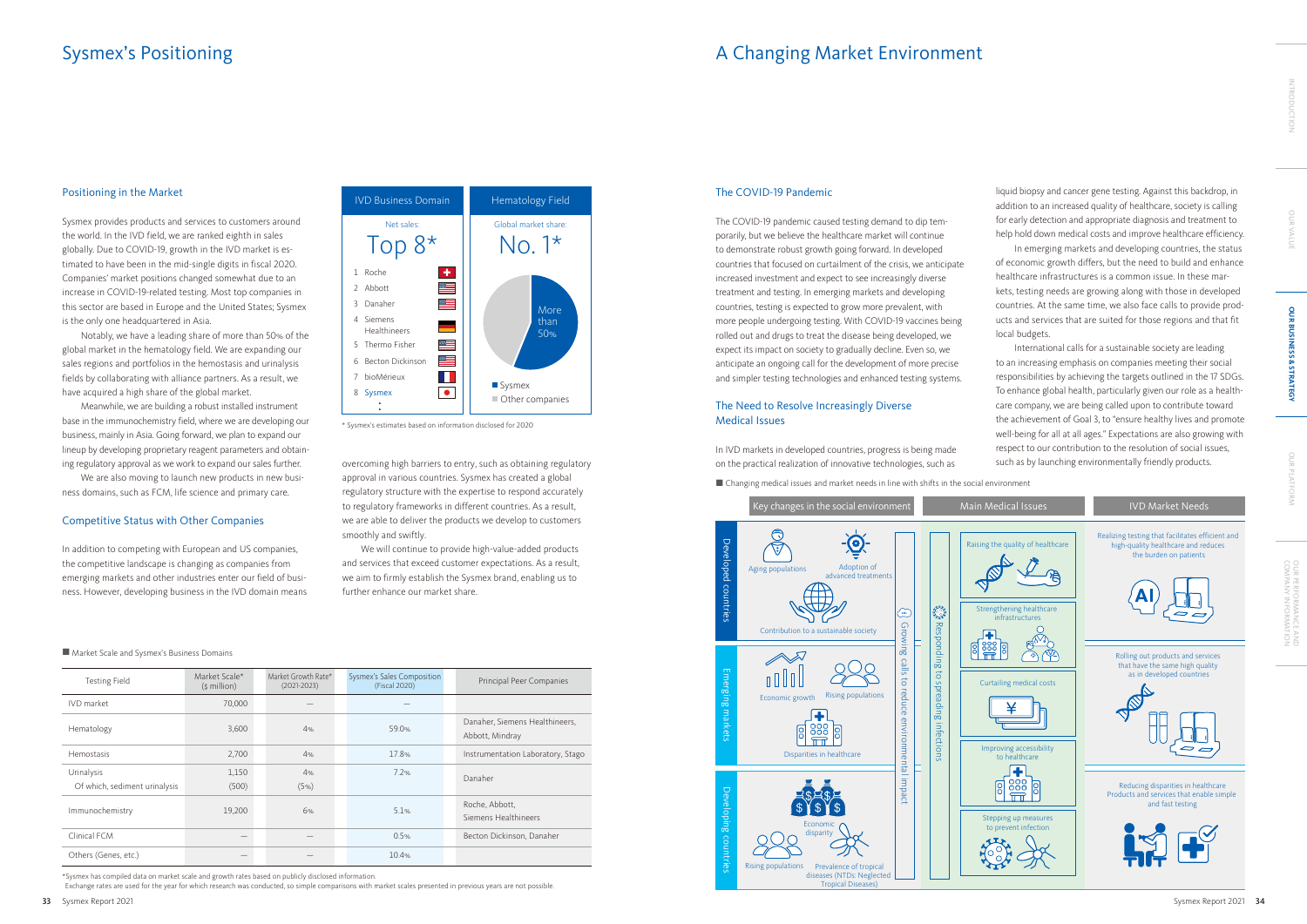# Sysmex's Positioning

## Positioning in the Market

Sysmex provides products and services to customers around the world. In the IVD field, we are ranked eighth in sales globally. Due to COVID-19, growth in the IVD market is estimated to have been in the mid-single digits in fiscal 2020. Companies' market positions changed somewhat due to an increase in COVID-19-related testing. Most top companies in this sector are based in Europe and the United States; Sysmex is the only one headquartered in Asia.

Notably, we have a leading share of more than 50% of the global market in the hematology field. We are expanding our sales regions and portfolios in the hemostasis and urinalysis fields by collaborating with alliance partners. As a result, we have acquired a high share of the global market.

Meanwhile, we are building a robust installed instrument base in the immunochemistry field, where we are developing our business, mainly in Asia. Going forward, we plan to expand our lineup by developing proprietary reagent parameters and obtaining regulatory approval as we work to expand our sales further.

We are also moving to launch new products in new business domains, such as FCM, life science and primary care.

| IVD Business Domain | Hematology Field |
|---|---|
| Net sales: Top 8* | Global market share: No. 1* |
| 1 Roche | Sysmex: More than 50% |
| 2 Abbott | Other companies |
| 3 Danaher | |
| 4 Siemens Healthineers | |
| 5 Thermo Fisher | |
| 6 Becton Dickinson | |
| 7 bioMérieux | |
| 8 Sysmex | |

\* Sysmex's estimates based on information disclosed for 2020

## Competitive Status with Other Companies

In addition to competing with European and US companies, the competitive landscape is changing as companies from emerging markets and other industries enter our field of business. However, developing business in the IVD domain means overcoming high barriers to entry, such as obtaining regulatory approval in various countries. Sysmex has created a global regulatory structure with the expertise to respond accurately to regulatory frameworks in different countries. As a result, we are able to deliver the products we develop to customers smoothly and swiftly.

We will continue to provide high-value-added products and services that exceed customer expectations. As a result, we aim to firmly establish the Sysmex brand, enabling us to further enhance our market share.

■ Market Scale and Sysmex's Business Domains

| Testing Field | Market Scale* ($ million) | Market Growth Rate* (2021-2023) | Sysmex's Sales Composition (Fiscal 2020) | Principal Peer Companies |
|---|---|---|---|---|
| IVD market | 70,000 | — | — | |
| Hematology | 3,600 | 4% | 59.0% | Danaher, Siemens Healthineers, Abbott, Mindray |
| Hemostasis | 2,700 | 4% | 17.8% | Instrumentation Laboratory, Stago |
| Urinalysis<br>Of which, sediment urinalysis | 1,150<br>(500) | 4%<br>(5%) | 7.2% | Danaher |
| Immunochemistry | 19,200 | 6% | 5.1% | Roche, Abbott, Siemens Healthineers |
| Clinical FCM | — | — | 0.5% | Becton Dickinson, Danaher |
| Others (Genes, etc.) | — | — | 10.4% | |

\*Sysmex has compiled data on market scale and growth rates based on publicly disclosed information.
Exchange rates are used for the year for which research was conducted, so simple comparisons with market scales presented in previous years are not possible.

# A Changing Market Environment

## The COVID-19 Pandemic

The COVID-19 pandemic caused testing demand to dip temporarily, but we believe the healthcare market will continue to demonstrate robust growth going forward. In developed countries that focused on curtailment of the crisis, we anticipate increased investment and expect to see increasingly diverse treatment and testing. In emerging markets and developing countries, testing is expected to grow more prevalent, with more people undergoing testing. With COVID-19 vaccines being rolled out and drugs to treat the disease being developed, we expect its impact on society to gradually decline. Even so, we anticipate an ongoing call for the development of more precise and simpler testing technologies and enhanced testing systems.

## The Need to Resolve Increasingly Diverse Medical Issues

In IVD markets in developed countries, progress is being made on the practical realization of innovative technologies, such as liquid biopsy and cancer gene testing. Against this backdrop, in addition to an increased quality of healthcare, society is calling for early detection and appropriate diagnosis and treatment to help hold down medical costs and improve healthcare efficiency.

In emerging markets and developing countries, the status of economic growth differs, but the need to build and enhance healthcare infrastructures is a common issue. In these markets, testing needs are growing along with those in developed countries. At the same time, we also face calls to provide products and services that are suited for those regions and that fit local budgets.

International calls for a sustainable society are leading to an increasing emphasis on companies meeting their social responsibilities by achieving the targets outlined in the 17 SDGs. To enhance global health, particularly given our role as a healthcare company, we are being called upon to contribute toward the achievement of Goal 3, to "ensure healthy lives and promote well-being for all at all ages." Expectations are also growing with respect to our contribution to the resolution of social issues, such as by launching environmentally friendly products.

■ Changing medical issues and market needs in line with shifts in the social environment

| | Key changes in the social environment | Main Medical Issues | IVD Market Needs |
|---|---|---|---|
| Developed countries | Aging populations; Adoption of advanced treatments; Contribution to a sustainable society | Raising the quality of healthcare; Strengthening healthcare infrastructures | Realizing testing that facilitates efficient and high-quality healthcare and reduces the burden on patients |
| Emerging markets | Economic growth; Rising populations; Disparities in healthcare | Curtailing medical costs; Improving accessibility to healthcare | Rolling out products and services that have the same high quality as in developed countries |
| Developing countries | Economic disparity; Rising populations; Prevalence of tropical diseases (NTDs: Neglected Tropical Diseases) | Stepping up measures to prevent infection | Reducing disparities in healthcare: Products and services that enable simple and fast testing |

Growing calls to reduce environmental impact / Responding to spreading infections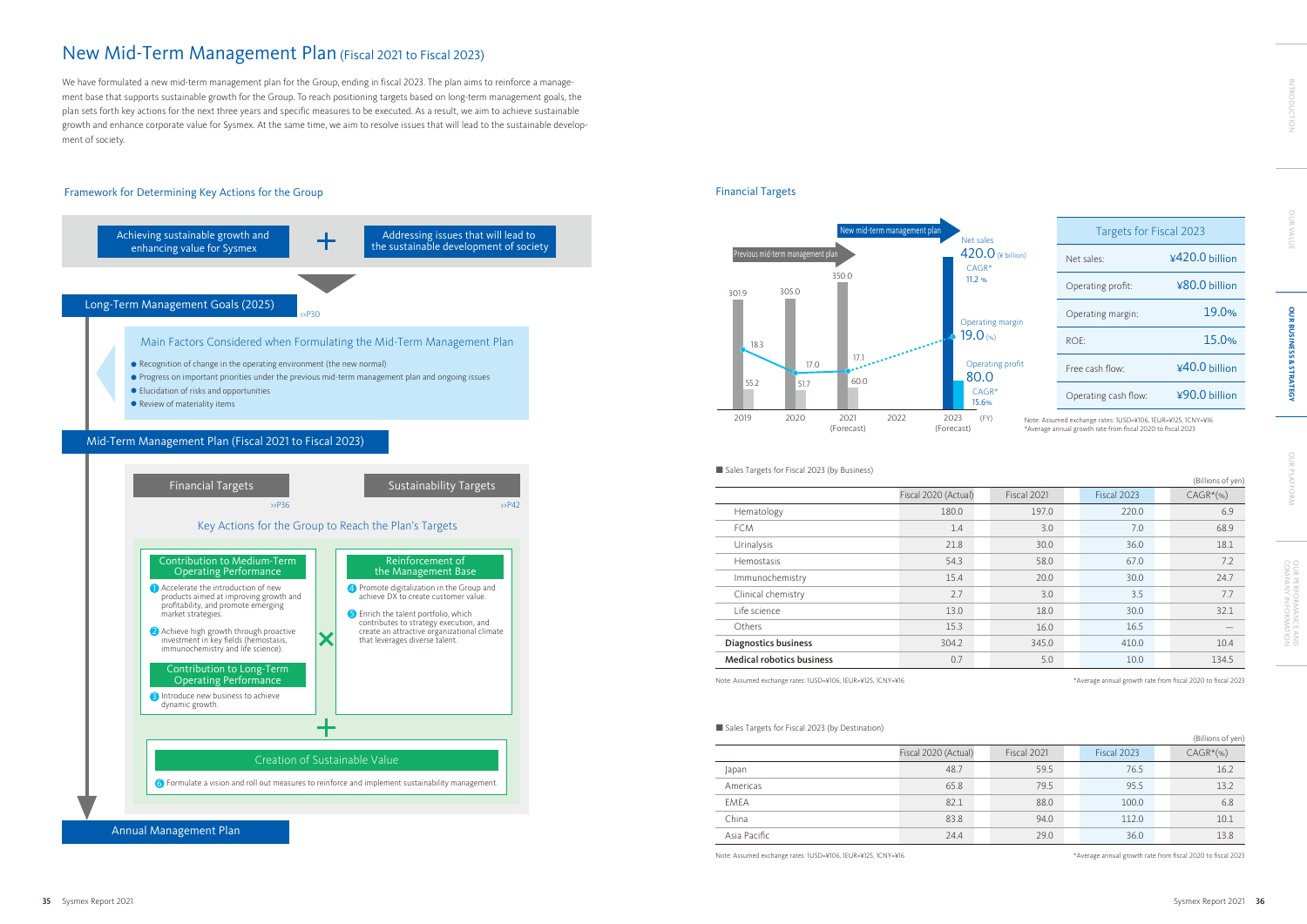# New Mid-Term Management Plan (Fiscal 2021 to Fiscal 2023)

We have formulated a new mid-term management plan for the Group, ending in fiscal 2023. The plan aims to reinforce a management base that supports sustainable growth for the Group. To reach positioning targets based on long-term management goals, the plan sets forth key actions for the next three years and specific measures to be executed. As a result, we aim to achieve sustainable growth and enhance corporate value for Sysmex. At the same time, we aim to resolve issues that will lead to the sustainable development of society.

## Framework for Determining Key Actions for the Group

Achieving sustainable growth and enhancing value for Sysmex + Addressing issues that will lead to the sustainable development of society

**Long-Term Management Goals (2025)** >>P30

**Main Factors Considered when Formulating the Mid-Term Management Plan**

- Recognition of change in the operating environment (the new normal)
- Progress on important priorities under the previous mid-term management plan and ongoing issues
- Elucidation of risks and opportunities
- Review of materiality items

**Mid-Term Management Plan (Fiscal 2021 to Fiscal 2023)**

Financial Targets >>P36 | Sustainability Targets >>P42

**Key Actions for the Group to Reach the Plan's Targets**

Contribution to Medium-Term Operating Performance

1. Accelerate the introduction of new products aimed at improving growth and profitability, and promote emerging market strategies.
2. Achieve high growth through proactive investment in key fields (hemostasis, immunochemistry and life science).

Contribution to Long-Term Operating Performance

3. Introduce new business to achieve dynamic growth.

×

Reinforcement of the Management Base

4. Promote digitalization in the Group and achieve DX to create customer value.
5. Enrich the talent portfolio, which contributes to strategy execution, and create an attractive organizational climate that leverages diverse talent.

+

Creation of Sustainable Value

6. Formulate a vision and roll out measures to reinforce and implement sustainability management.

**Annual Management Plan**

## Financial Targets

Previous mid-term management plan / New mid-term management plan

| FY | Net sales (¥ billion) | Operating profit (¥ billion) | Operating margin (%) |
|---|---|---|---|
| 2019 | 301.9 | 55.2 | 18.3 |
| 2020 | 305.0 | 51.7 | 17.0 |
| 2021 (Forecast) | 350.0 | 60.0 | 17.1 |
| 2022 | | | |
| 2023 (Forecast) | 420.0 (CAGR* 11.2%) | 80.0 (CAGR* 15.6%) | 19.0 |

| Targets for Fiscal 2023 | |
|---|---|
| Net sales: | ¥420.0 billion |
| Operating profit: | ¥80.0 billion |
| Operating margin: | 19.0% |
| ROE: | 15.0% |
| Free cash flow: | ¥40.0 billion |
| Operating cash flow: | ¥90.0 billion |

Note: Assumed exchange rates: 1USD=¥106, 1EUR=¥125, 1CNY=¥16
*Average annual growth rate from fiscal 2020 to fiscal 2023

■ Sales Targets for Fiscal 2023 (by Business)

(Billions of yen)

| | Fiscal 2020 (Actual) | Fiscal 2021 | Fiscal 2023 | CAGR*(%) |
|---|---|---|---|---|
| Hematology | 180.0 | 197.0 | 220.0 | 6.9 |
| FCM | 1.4 | 3.0 | 7.0 | 68.9 |
| Urinalysis | 21.8 | 30.0 | 36.0 | 18.1 |
| Hemostasis | 54.3 | 58.0 | 67.0 | 7.2 |
| Immunochemistry | 15.4 | 20.0 | 30.0 | 24.7 |
| Clinical chemistry | 2.7 | 3.0 | 3.5 | 7.7 |
| Life science | 13.0 | 18.0 | 30.0 | 32.1 |
| Others | 15.3 | 16.0 | 16.5 | — |
| **Diagnostics business** | 304.2 | 345.0 | 410.0 | 10.4 |
| **Medical robotics business** | 0.7 | 5.0 | 10.0 | 134.5 |

Note: Assumed exchange rates: 1USD=¥106, 1EUR=¥125, 1CNY=¥16
*Average annual growth rate from fiscal 2020 to fiscal 2023

■ Sales Targets for Fiscal 2023 (by Destination)

(Billions of yen)

| | Fiscal 2020 (Actual) | Fiscal 2021 | Fiscal 2023 | CAGR*(%) |
|---|---|---|---|---|
| Japan | 48.7 | 59.5 | 76.5 | 16.2 |
| Americas | 65.8 | 79.5 | 95.5 | 13.2 |
| EMEA | 82.1 | 88.0 | 100.0 | 6.8 |
| China | 83.8 | 94.0 | 112.0 | 10.1 |
| Asia Pacific | 24.4 | 29.0 | 36.0 | 13.8 |

Note: Assumed exchange rates: 1USD=¥106, 1EUR=¥125, 1CNY=¥16
*Average annual growth rate from fiscal 2020 to fiscal 2023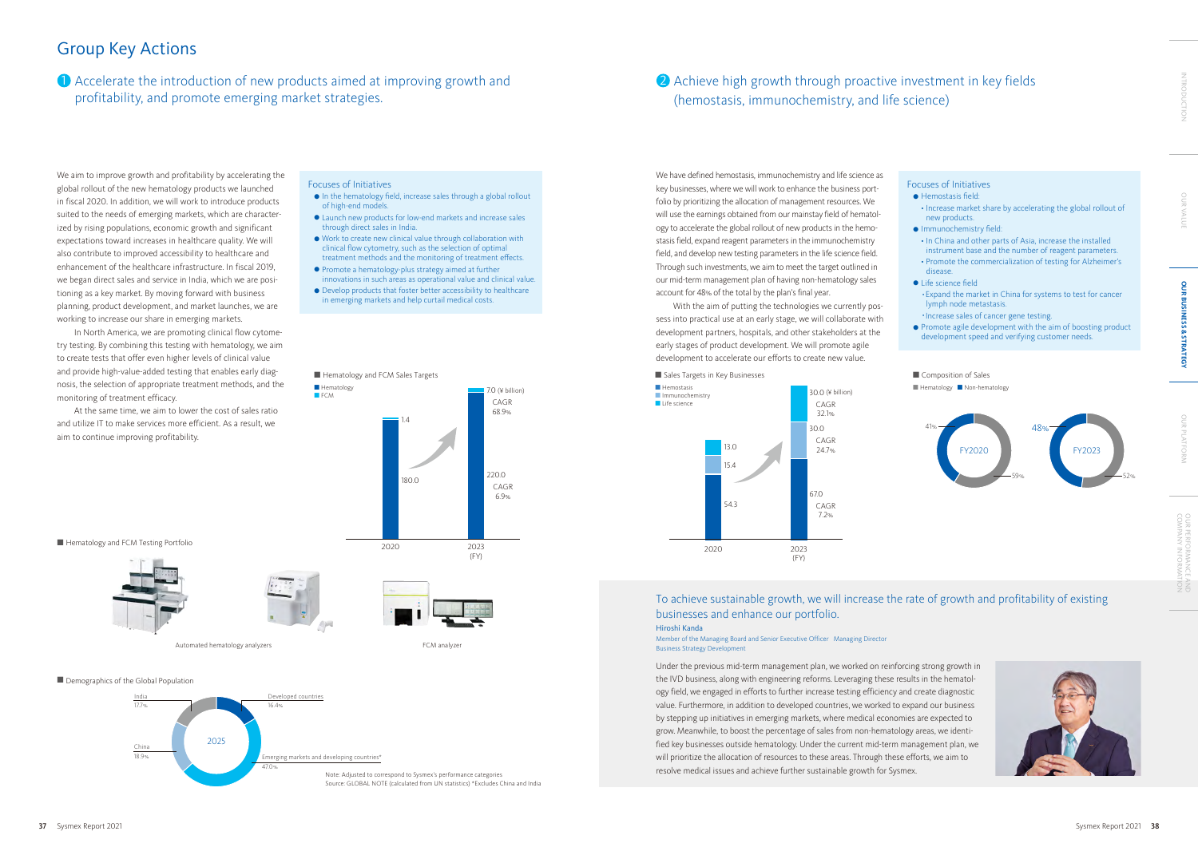# Group Key Actions

## ❶ Accelerate the introduction of new products aimed at improving growth and profitability, and promote emerging market strategies.

We aim to improve growth and profitability by accelerating the global rollout of the new hematology products we launched in fiscal 2020. In addition, we will work to introduce products suited to the needs of emerging markets, which are characterized by rising populations, economic growth and significant expectations toward increases in healthcare quality. We will also contribute to improved accessibility to healthcare and enhancement of the healthcare infrastructure. In fiscal 2019, we began direct sales and service in India, which we are positioning as a key market. By moving forward with business planning, product development, and market launches, we are working to increase our share in emerging markets.

In North America, we are promoting clinical flow cytometry testing. By combining this testing with hematology, we aim to create tests that offer even higher levels of clinical value and provide high-value-added testing that enables early diagnosis, the selection of appropriate treatment methods, and the monitoring of treatment efficacy.

At the same time, we aim to lower the cost of sales ratio and utilize IT to make services more efficient. As a result, we aim to continue improving profitability.

### Focuses of Initiatives

- In the hematology field, increase sales through a global rollout of high-end models.
- Launch new products for low-end markets and increase sales through direct sales in India.
- Work to create new clinical value through collaboration with clinical flow cytometry, such as the selection of optimal treatment methods and the monitoring of treatment effects.
- Promote a hematology-plus strategy aimed at further innovations in such areas as operational value and clinical value.
- Develop products that foster better accessibility to healthcare in emerging markets and help curtail medical costs.

■ Hematology and FCM Sales Targets

| | 2020 | 2023 (FY) | CAGR |
|---|---|---|---|
| Hematology | 180.0 | 220.0 | 6.9% |
| FCM | 1.4 | 7.0 (¥ billion) | 68.9% |

■ Hematology and FCM Testing Portfolio

Automated hematology analyzers

FCM analyzer

■ Demographics of the Global Population

2025

- Developed countries 16.4%
- Emerging markets and developing countries* 47.0%
- China 18.9%
- India 17.7%

Note: Adjusted to correspond to Sysmex's performance categories
Source: GLOBAL NOTE (calculated from UN statistics) *Excludes China and India

## ❷ Achieve high growth through proactive investment in key fields (hemostasis, immunochemistry, and life science)

We have defined hemostasis, immunochemistry and life science as key businesses, where we will work to enhance the business portfolio by prioritizing the allocation of management resources. We will use the earnings obtained from our mainstay field of hematology to accelerate the global rollout of new products in the hemostasis field, expand reagent parameters in the immunochemistry field, and develop new testing parameters in the life science field. Through such investments, we aim to meet the target outlined in our mid-term management plan of having non-hematology sales account for 48% of the total by the plan's final year.

With the aim of putting the technologies we currently possess into practical use at an early stage, we will collaborate with development partners, hospitals, and other stakeholders at the early stages of product development. We will promote agile development to accelerate our efforts to create new value.

### Focuses of Initiatives

- Hemostasis field:
  - Increase market share by accelerating the global rollout of new products.
- Immunochemistry field:
  - In China and other parts of Asia, increase the installed instrument base and the number of reagent parameters.
  - Promote the commercialization of testing for Alzheimer's disease.
- Life science field
  - Expand the market in China for systems to test for cancer lymph node metastasis.
  - Increase sales of cancer gene testing.
- Promote agile development with the aim of boosting product development speed and verifying customer needs.

■ Sales Targets in Key Businesses

| | 2020 | 2023 (FY) | CAGR |
|---|---|---|---|
| Hemostasis | 54.3 | 67.0 | 7.2% |
| Immunochemistry | 15.4 | 30.0 | 24.7% |
| Life science | 13.0 | 30.0 (¥ billion) | 32.1% |

■ Composition of Sales

| | Hematology | Non-hematology |
|---|---|---|
| FY2020 | 59% | 41% |
| FY2023 | 52% | 48% |

### To achieve sustainable growth, we will increase the rate of growth and profitability of existing businesses and enhance our portfolio.

**Hiroshi Kanda**
Member of the Managing Board and Senior Executive Officer Managing Director
Business Strategy Development

Under the previous mid-term management plan, we worked on reinforcing strong growth in the IVD business, along with engineering reforms. Leveraging these results in the hematology field, we engaged in efforts to further increase testing efficiency and create diagnostic value. Furthermore, in addition to developed countries, we worked to expand our business by stepping up initiatives in emerging markets, where medical economies are expected to grow. Meanwhile, to boost the percentage of sales from non-hematology areas, we identified key businesses outside hematology. Under the current mid-term management plan, we will prioritize the allocation of resources to these areas. Through these efforts, we aim to resolve medical issues and achieve further sustainable growth for Sysmex.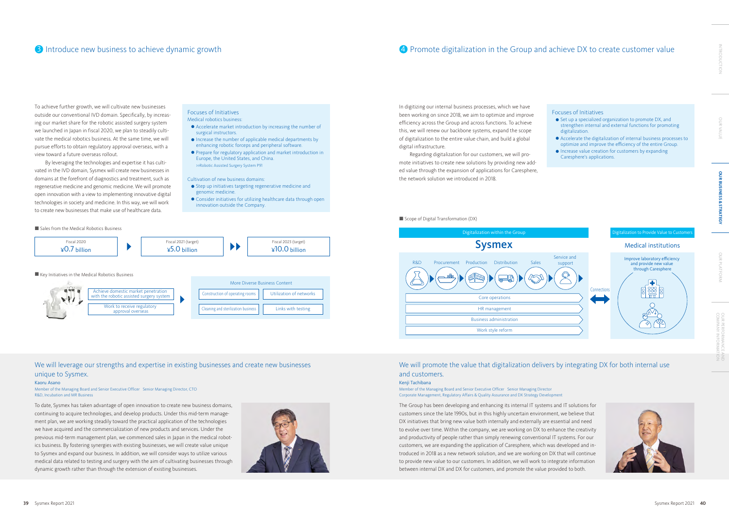## ③ Introduce new business to achieve dynamic growth

To achieve further growth, we will cultivate new businesses outside our conventional IVD domain. Specifically, by increasing our market share for the robotic assisted surgery system we launched in Japan in fiscal 2020, we plan to steadily cultivate the medical robotics business. At the same time, we will pursue efforts to obtain regulatory approval overseas, with a view toward a future overseas rollout.

By leveraging the technologies and expertise it has cultivated in the IVD domain, Sysmex will create new businesses in domains at the forefront of diagnostics and treatment, such as regenerative medicine and genomic medicine. We will promote open innovation with a view to implementing innovative digital technologies in society and medicine. In this way, we will work to create new businesses that make use of healthcare data.

**Focuses of Initiatives**

Medical robotics business:

- Accelerate market introduction by increasing the number of surgical instructors.
- Increase the number of applicable medical departments by enhancing robotic forceps and peripheral software.
- Prepare for regulatory application and market introduction in Europe, the United States, and China.
  >>Robotic Assisted Surgery System P91

Cultivation of new business domains:

- Step up initiatives targeting regenerative medicine and genomic medicine.
- Consider initiatives for utilizing healthcare data through open innovation outside the Company.

■ Sales from the Medical Robotics Business

| Fiscal 2020 | Fiscal 2021 (target) | Fiscal 2023 (target) |
|---|---|---|
| ¥0.7 billion | ¥5.0 billion | ¥10.0 billion |

■ Key Initiatives in the Medical Robotics Business

- Achieve domestic market penetration with the robotic assisted surgery system
- Work to receive regulatory approval overseas

More Diverse Business Content:

- Construction of operating rooms
- Utilization of networks
- Cleaning and sterilization business
- Links with testing

### We will leverage our strengths and expertise in existing businesses and create new businesses unique to Sysmex.

Kaoru Asano
Member of the Managing Board and Senior Executive Officer Senior Managing Director, CTO
R&D, Incubation and MR Business

To date, Sysmex has taken advantage of open innovation to create new business domains, continuing to acquire technologies, and develop products. Under this mid-term management plan, we are working steadily toward the practical application of the technologies we have acquired and the commercialization of new products and services. Under the previous mid-term management plan, we commenced sales in Japan in the medical robotics business. By fostering synergies with existing businesses, we will create value unique to Sysmex and expand our business. In addition, we will consider ways to utilize various medical data related to testing and surgery with the aim of cultivating businesses through dynamic growth rather than through the extension of existing businesses.

## ④ Promote digitalization in the Group and achieve DX to create customer value

In digitizing our internal business processes, which we have been working on since 2018, we aim to optimize and improve efficiency across the Group and across functions. To achieve this, we will renew our backbone systems, expand the scope of digitalization to the entire value chain, and build a global digital infrastructure.

Regarding digitalization for our customers, we will promote initiatives to create new solutions by providing new added value through the expansion of applications for Caresphere, the network solution we introduced in 2018.

**Focuses of Initiatives**

- Set up a specialized organization to promote DX, and strengthen internal and external functions for promoting digitalization.
- Accelerate the digitalization of internal business processes to optimize and improve the efficiency of the entire Group.
- Increase value creation for customers by expanding Caresphere's applications.

■ Scope of Digital Transformation (DX)

Digitalization within the Group — Sysmex

R&D → Procurement → Production → Distribution → Sales → Service and support

- Core operations
- HR management
- Business administration
- Work style reform

Connections ⇔

Digitalization to Provide Value to Customers — Medical institutions

Improve laboratory efficiency and provide new value through Caresphere

### We will promote the value that digitalization delivers by integrating DX for both internal use and customers.

Kenji Tachibana
Member of the Managing Board and Senior Executive Officer Senior Managing Director
Corporate Management, Regulatory Affairs & Quality Assurance and DX Strategy Development

The Group has been developing and enhancing its internal IT systems and IT solutions for customers since the late 1990s, but in this highly uncertain environment, we believe that DX initiatives that bring new value both internally and externally are essential and need to evolve over time. Within the company, we are working on DX to enhance the creativity and productivity of people rather than simply renewing conventional IT systems. For our customers, we are expanding the application of Caresphere, which was developed and introduced in 2018 as a new network solution, and we are working on DX that will continue to provide new value to our customers. In addition, we will work to integrate information between internal DX and DX for customers, and promote the value provided to both.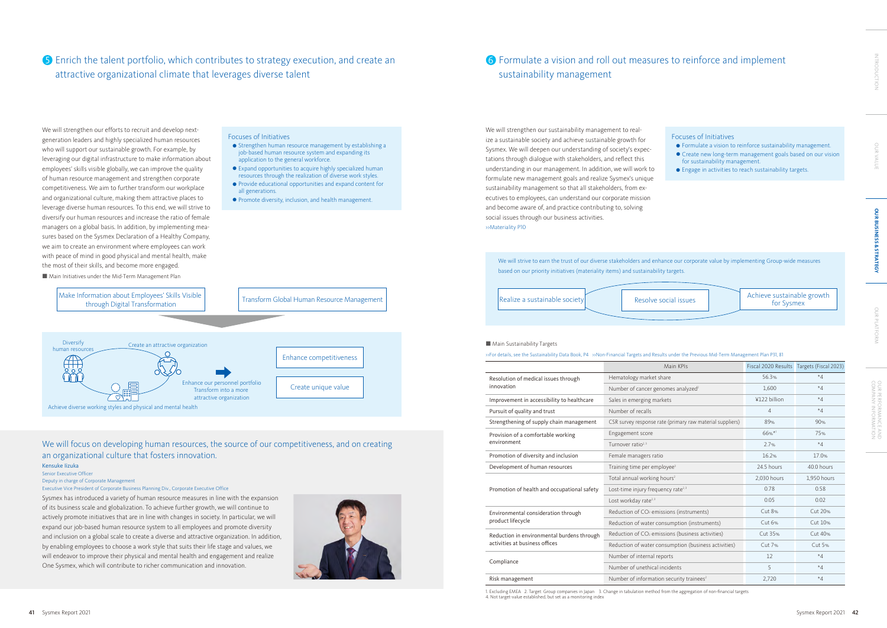## 5 Enrich the talent portfolio, which contributes to strategy execution, and create an attractive organizational climate that leverages diverse talent

We will strengthen our efforts to recruit and develop next-generation leaders and highly specialized human resources who will support our sustainable growth. For example, by leveraging our digital infrastructure to make information about employees' skills visible globally, we can improve the quality of human resource management and strengthen corporate competitiveness. We aim to further transform our workplace and organizational culture, making them attractive places to leverage diverse human resources. To this end, we will strive to diversify our human resources and increase the ratio of female managers on a global basis. In addition, by implementing measures based on the Sysmex Declaration of a Healthy Company, we aim to create an environment where employees can work with peace of mind in good physical and mental health, make the most of their skills, and become more engaged.

**Focuses of Initiatives**

- Strengthen human resource management by establishing a job-based human resource system and expanding its application to the general workforce.
- Expand opportunities to acquire highly specialized human resources through the realization of diverse work styles.
- Provide educational opportunities and expand content for all generations.
- Promote diversity, inclusion, and health management.

■ Main Initiatives under the Mid-Term Management Plan

Make Information about Employees' Skills Visible through Digital Transformation | Transform Global Human Resource Management

Diversify human resources — Create an attractive organization — Enhance our personnel portfolio Transform into a more attractive organization → Enhance competitiveness / Create unique value

Achieve diverse working styles and physical and mental health

### We will focus on developing human resources, the source of our competitiveness, and on creating an organizational culture that fosters innovation.

**Kensuke Iizuka**
Senior Executive Officer
Deputy in charge of Corporate Management
Executive Vice President of Corporate Business Planning Div., Corporate Executive Office

Sysmex has introduced a variety of human resource measures in line with the expansion of its business scale and globalization. To achieve further growth, we will continue to actively promote initiatives that are in line with changes in society. In particular, we will expand our job-based human resource system to all employees and promote diversity and inclusion on a global scale to create a diverse and attractive organization. In addition, by enabling employees to choose a work style that suits their life stage and values, we will endeavor to improve their physical and mental health and engagement and realize One Sysmex, which will contribute to richer communication and innovation.

## 6 Formulate a vision and roll out measures to reinforce and implement sustainability management

We will strengthen our sustainability management to realize a sustainable society and achieve sustainable growth for Sysmex. We will deepen our understanding of society's expectations through dialogue with stakeholders, and reflect this understanding in our management. In addition, we will work to formulate new management goals and realize Sysmex's unique sustainability management so that all stakeholders, from executives to employees, can understand our corporate mission and become aware of, and practice contributing to, solving social issues through our business activities.
>>Materiality P10

**Focuses of Initiatives**

- Formulate a vision to reinforce sustainability management.
- Create new long-term management goals based on our vision for sustainability management.
- Engage in activities to reach sustainability targets.

We will strive to earn the trust of our diverse stakeholders and enhance our corporate value by implementing Group-wide measures based on our priority initiatives (materiality items) and sustainability targets.

Realize a sustainable society — Resolve social issues — Achieve sustainable growth for Sysmex

■ Main Sustainability Targets

>>For details, see the Sustainability Data Book, P4 >>Non-Financial Targets and Results under the Previous Mid-Term Management Plan P31, 81

| | Main KPIs | Fiscal 2020 Results | Targets (Fiscal 2023) |
|---|---|---|---|
| Resolution of medical issues through innovation | Hematology market share | 56.3% | *4 |
| | Number of cancer genomes analyzed[1] | 1,600 | *4 |
| Improvement in accessibility to healthcare | Sales in emerging markets | ¥122 billion | *4 |
| Pursuit of quality and trust | Number of recalls | 4 | *4 |
| Strengthening of supply chain management | CSR survey response rate (primary raw material suppliers) | 89% | 90% |
| Provision of a comfortable working environment | Engagement score | 66%*[1] | 75% |
| | Turnover ratio[2,3] | 2.7% | *4 |
| Promotion of diversity and inclusion | Female managers ratio | 16.2% | 17.0% |
| Development of human resources | Training time per employee[1] | 24.5 hours | 40.0 hours |
| Promotion of health and occupational safety | Total annual working hours[2] | 2,030 hours | 1,950 hours |
| | Lost-time injury frequency rate[2,3] | 0.78 | 0.58 |
| | Lost workday rate[2,3] | 0.05 | 0.02 |
| Environmental consideration through product lifecycle | Reduction of $CO_2$ emissions (instruments) | Cut 8% | Cut 20% |
| | Reduction of water consumption (instruments) | Cut 6% | Cut 10% |
| Reduction in environmental burdens through activities at business offices | Reduction of $CO_2$ emissions (business activities) | Cut 35% | Cut 40% |
| | Reduction of water consumption (business activities) | Cut 7% | Cut 5% |
| Compliance | Number of internal reports | 12 | *4 |
| | Number of unethical incidents | 5 | *4 |
| Risk management | Number of information security trainees[2] | 2,720 | *4 |

1. Excluding EMEA 2. Target: Group companies in Japan 3. Change in tabulation method from the aggregation of non-financial targets
4. Not target-value established, but set as a monitoring index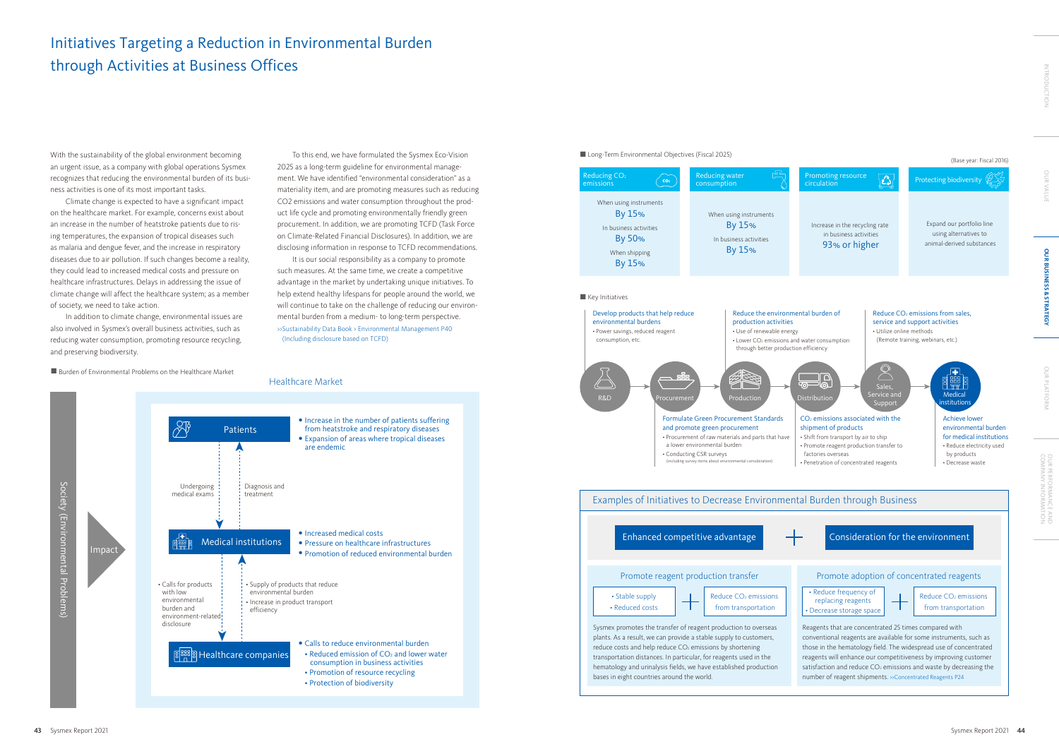# Initiatives Targeting a Reduction in Environmental Burden through Activities at Business Offices

With the sustainability of the global environment becoming an urgent issue, as a company with global operations Sysmex recognizes that reducing the environmental burden of its business activities is one of its most important tasks.

Climate change is expected to have a significant impact on the healthcare market. For example, concerns exist about an increase in the number of heatstroke patients due to rising temperatures, the expansion of tropical diseases such as malaria and dengue fever, and the increase in respiratory diseases due to air pollution. If such changes become a reality, they could lead to increased medical costs and pressure on healthcare infrastructures. Delays in addressing the issue of climate change will affect the healthcare system; as a member of society, we need to take action.

In addition to climate change, environmental issues are also involved in Sysmex's overall business activities, such as reducing water consumption, promoting resource recycling, and preserving biodiversity.

To this end, we have formulated the Sysmex Eco-Vision 2025 as a long-term guideline for environmental management. We have identified "environmental consideration" as a materiality item, and are promoting measures such as reducing CO2 emissions and water consumption throughout the product life cycle and promoting environmentally friendly green procurement. In addition, we are promoting TCFD (Task Force on Climate-Related Financial Disclosures). In addition, we are disclosing information in response to TCFD recommendations.

It is our social responsibility as a company to promote such measures. At the same time, we create a competitive advantage in the market by undertaking unique initiatives. To help extend healthy lifespans for people around the world, we will continue to take on the challenge of reducing our environmental burden from a medium- to long-term perspective.

››Sustainability Data Book › Environmental Management P40 (Including disclosure based on TCFD)

■ Burden of Environmental Problems on the Healthcare Market

**Healthcare Market**

Society (Environmental Problems) — Impact

**Patients**
- Increase in the number of patients suffering from heatstroke and respiratory diseases
- Expansion of areas where tropical diseases are endemic

Undergoing medical exams / Diagnosis and treatment

**Medical institutions**
- Increased medical costs
- Pressure on healthcare infrastructures
- Promotion of reduced environmental burden

- Calls for products with low environmental burden and environment-related disclosure
- Supply of products that reduce environmental burden
- Increase in product transport efficiency

**Healthcare companies**
- Calls to reduce environmental burden
  - Reduced emission of $CO_2$ and lower water consumption in business activities
  - Promotion of resource recycling
  - Protection of biodiversity

■ Long-Term Environmental Objectives (Fiscal 2025)

(Base year: Fiscal 2016)

| Reducing $CO_2$ emissions | Reducing water consumption | Promoting resource circulation | Protecting biodiversity |
|---|---|---|---|
| When using instruments **By 15%**<br>In business activities **By 50%**<br>When shipping **By 15%** | When using instruments **By 15%**<br>In business activities **By 15%** | Increase in the recycling rate in business activities **93% or higher** | Expand our portfolio line using alternatives to animal-derived substances |

■ Key Initiatives

R&D → Procurement → Production → Distribution → Sales, Service and Support → Medical institutions

**Develop products that help reduce environmental burdens**
- Power savings, reduced reagent consumption, etc.

**Reduce the environmental burden of production activities**
- Use of renewable energy
- Lower $CO_2$ emissions and water consumption through better production efficiency

**Reduce $CO_2$ emissions from sales, service and support activities**
- Utilize online methods (Remote training, webinars, etc.)

**Formulate Green Procurement Standards and promote green procurement**
- Procurement of raw materials and parts that have a lower environmental burden
- Conducting CSR surveys (including survey items about environmental consideration)

**$CO_2$ emissions associated with the shipment of products**
- Shift from transport by air to ship
- Promote reagent production transfer to factories overseas
- Penetration of concentrated reagents

**Achieve lower environmental burden for medical institutions**
- Reduce electricity used by products
- Decrease waste

## Examples of Initiatives to Decrease Environmental Burden through Business

**Enhanced competitive advantage** + **Consideration for the environment**

### Promote reagent production transfer

- Stable supply
- Reduced costs

\+ Reduce $CO_2$ emissions from transportation

Sysmex promotes the transfer of reagent production to overseas plants. As a result, we can provide a stable supply to customers, reduce costs and help reduce $CO_2$ emissions by shortening transportation distances. In particular, for reagents used in the hematology and urinalysis fields, we have established production bases in eight countries around the world.

### Promote adoption of concentrated reagents

- Reduce frequency of replacing reagents
- Decrease storage space

\+ Reduce $CO_2$ emissions from transportation

Reagents that are concentrated 25 times compared with conventional reagents are available for some instruments, such as those in the hematology field. The widespread use of concentrated reagents will enhance our competitiveness by improving customer satisfaction and reduce $CO_2$ emissions and waste by decreasing the number of reagent shipments. ››Concentrated Reagents P24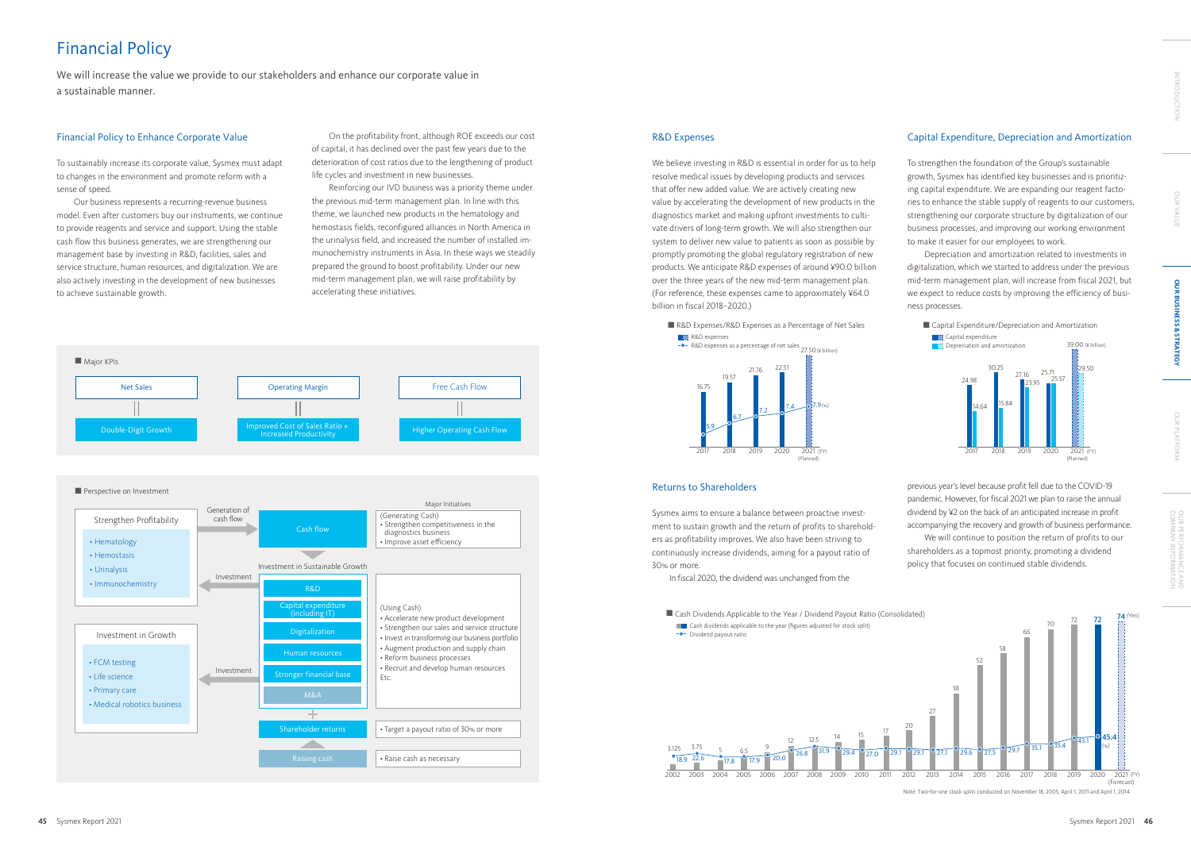# Financial Policy

We will increase the value we provide to our stakeholders and enhance our corporate value in a sustainable manner.

## Financial Policy to Enhance Corporate Value

To sustainably increase its corporate value, Sysmex must adapt to changes in the environment and promote reform with a sense of speed.

Our business represents a recurring-revenue business model. Even after customers buy our instruments, we continue to provide reagents and service and support. Using the stable cash flow this business generates, we are strengthening our management base by investing in R&D, facilities, sales and service structure, human resources, and digitalization. We are also actively investing in the development of new businesses to achieve sustainable growth.

On the profitability front, although ROE exceeds our cost of capital, it has declined over the past few years due to the deterioration of cost ratios due to the lengthening of product life cycles and investment in new businesses.

Reinforcing our IVD business was a priority theme under the previous mid-term management plan. In line with this theme, we launched new products in the hematology and hemostasis fields, reconfigured alliances in North America in the urinalysis field, and increased the number of installed immunochemistry instruments in Asia. In these ways we steadily prepared the ground to boost profitability. Under our new mid-term management plan, we will raise profitability by accelerating these initiatives.

■ Major KPIs

| Net Sales | Operating Margin | Free Cash Flow |
|---|---|---|
| Double-Digit Growth | Improved Cost of Sales Ratio + Increased Productivity | Higher Operating Cash Flow |

■ Perspective on Investment

Strengthen Profitability
- Hematology
- Hemostasis
- Urinalysis
- Immunochemistry

Investment in Growth
- FCM testing
- Life science
- Primary care
- Medical robotics business

Generation of cash flow

Investment

Investment

Cash flow

Investment in Sustainable Growth

R&D

Capital expenditure (including IT)

Digitalization

Human resources

Stronger financial base

M&A

Shareholder returns

Raising cash

Major Initiatives

(Generating Cash)
- Strengthen competitiveness in the diagnostics business
- Improve asset efficiency

(Using Cash)
- Accelerate new product development
- Strengthen our sales and service structure
- Invest in transforming our business portfolio
- Augment production and supply chain
- Reform business processes
- Recruit and develop human resources

Etc.

- Target a payout ratio of 30% or more
- Raise cash as necessary

## R&D Expenses

We believe investing in R&D is essential in order for us to help resolve medical issues by developing products and services that offer new added value. We are actively creating new value by accelerating the development of new products in the diagnostics market and making upfront investments to cultivate drivers of long-term growth. We will also strengthen our system to deliver new value to patients as soon as possible by promptly promoting the global regulatory registration of new products. We anticipate R&D expenses of around ¥90.0 billion over the three years of the new mid-term management plan. (For reference, these expenses came to approximately ¥64.0 billion in fiscal 2018–2020.)

■ R&D Expenses/R&D Expenses as a Percentage of Net Sales

R&D expenses

R&D expenses as a percentage of net sales

(¥ billion)

16.75 19.57 21.76 22.51 27.50

5.9 6.7 7.2 7.4 7.9 (%)

2017 2018 2019 2020 2021 (FY) (Planned)

## Capital Expenditure, Depreciation and Amortization

To strengthen the foundation of the Group's sustainable growth, Sysmex has identified key businesses and is prioritizing capital expenditure. We are expanding our reagent factories to enhance the stable supply of reagents to our customers, strengthening our corporate structure by digitalization of our business processes, and improving our working environment to make it easier for our employees to work.

Depreciation and amortization related to investments in digitalization, which we started to address under the previous mid-term management plan, will increase from fiscal 2021, but we expect to reduce costs by improving the efficiency of business processes.

■ Capital Expenditure/Depreciation and Amortization

Capital expenditure

Depreciation and amortization

(¥ billion)

24.98 14.64 30.25 15.84 27.16 23.95 25.71 25.57 39.00 29.50

2017 2018 2019 2020 2021 (FY) (Planned)

## Returns to Shareholders

Sysmex aims to ensure a balance between proactive investment to sustain growth and the return of profits to shareholders as profitability improves. We also have been striving to continuously increase dividends, aiming for a payout ratio of 30% or more.

In fiscal 2020, the dividend was unchanged from the previous year's level because profit fell due to the COVID-19 pandemic. However, for fiscal 2021 we plan to raise the annual dividend by ¥2 on the back of an anticipated increase in profit accompanying the recovery and growth of business performance.

We will continue to position the return of profits to our shareholders as a topmost priority, promoting a dividend policy that focuses on continued stable dividends.

■ Cash Dividends Applicable to the Year / Dividend Payout Ratio (Consolidated)

Cash dividends applicable to the year (figures adjusted for stock split)

Dividend payout ratio

(Yen)

3.125 3.75 5 6.5 9 12 12.5 14 15 17 20 27 38 52 58 66 70 72 72 74

18.9 22.6 17.8 17.9 20.0 26.8 31.9 29.4 27.0 29.1 29.1 27.1 29.6 27.5 29.7 35.1 35.4 43.1 45.4 (%)

2002 2003 2004 2005 2006 2007 2008 2009 2010 2011 2012 2013 2014 2015 2016 2017 2018 2019 2020 2021 (FY) (Forecast)

Note: Two-for-one stock splits conducted on November 18, 2005, April 1, 2011 and April 1, 2014.